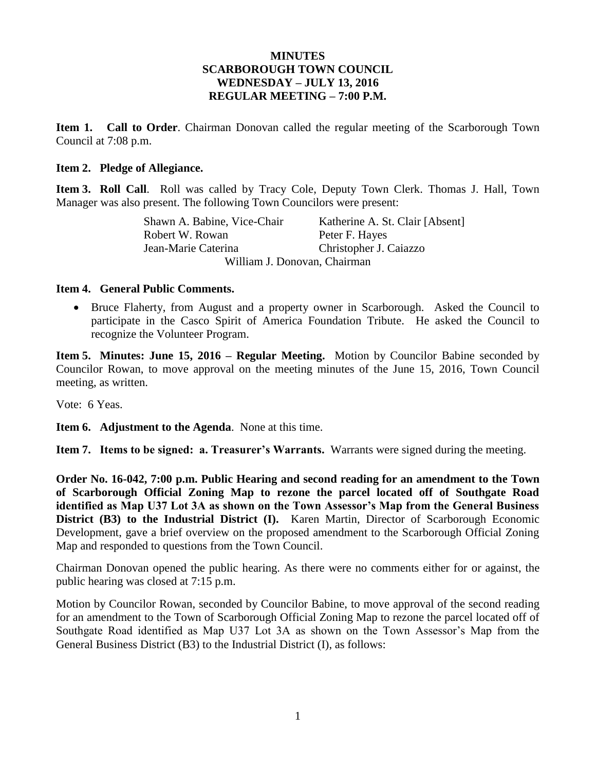**MINUTES**
**SCARBOROUGH TOWN COUNCIL**
**WEDNESDAY – JULY 13, 2016**
**REGULAR MEETING – 7:00 P.M.**

**Item 1. Call to Order**. Chairman Donovan called the regular meeting of the Scarborough Town Council at 7:08 p.m.

**Item 2. Pledge of Allegiance.**

**Item 3. Roll Call**. Roll was called by Tracy Cole, Deputy Town Clerk. Thomas J. Hall, Town Manager was also present. The following Town Councilors were present:

Shawn A. Babine, Vice-Chair  
Katherine A. St. Clair [Absent]  
Robert W. Rowan  
Peter F. Hayes  
Jean-Marie Caterina  
Christopher J. Caiazzo  
William J. Donovan, Chairman

**Item 4. General Public Comments.**

- Bruce Flaherty, from August and a property owner in Scarborough. Asked the Council to participate in the Casco Spirit of America Foundation Tribute. He asked the Council to recognize the Volunteer Program.

**Item 5. Minutes: June 15, 2016 – Regular Meeting.** Motion by Councilor Babine seconded by Councilor Rowan, to move approval on the meeting minutes of the June 15, 2016, Town Council meeting, as written.

Vote: 6 Yeas.

**Item 6. Adjustment to the Agenda**. None at this time.

**Item 7. Items to be signed: a. Treasurer's Warrants.** Warrants were signed during the meeting.

**Order No. 16-042, 7:00 p.m. Public Hearing and second reading for an amendment to the Town of Scarborough Official Zoning Map to rezone the parcel located off of Southgate Road identified as Map U37 Lot 3A as shown on the Town Assessor's Map from the General Business District (B3) to the Industrial District (I).** Karen Martin, Director of Scarborough Economic Development, gave a brief overview on the proposed amendment to the Scarborough Official Zoning Map and responded to questions from the Town Council.

Chairman Donovan opened the public hearing. As there were no comments either for or against, the public hearing was closed at 7:15 p.m.

Motion by Councilor Rowan, seconded by Councilor Babine, to move approval of the second reading for an amendment to the Town of Scarborough Official Zoning Map to rezone the parcel located off of Southgate Road identified as Map U37 Lot 3A as shown on the Town Assessor's Map from the General Business District (B3) to the Industrial District (I), as follows: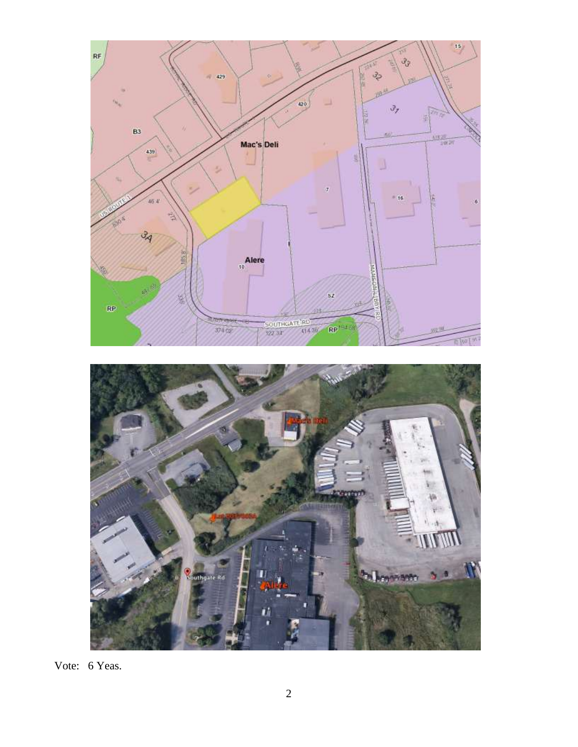Vote: 6 Yeas.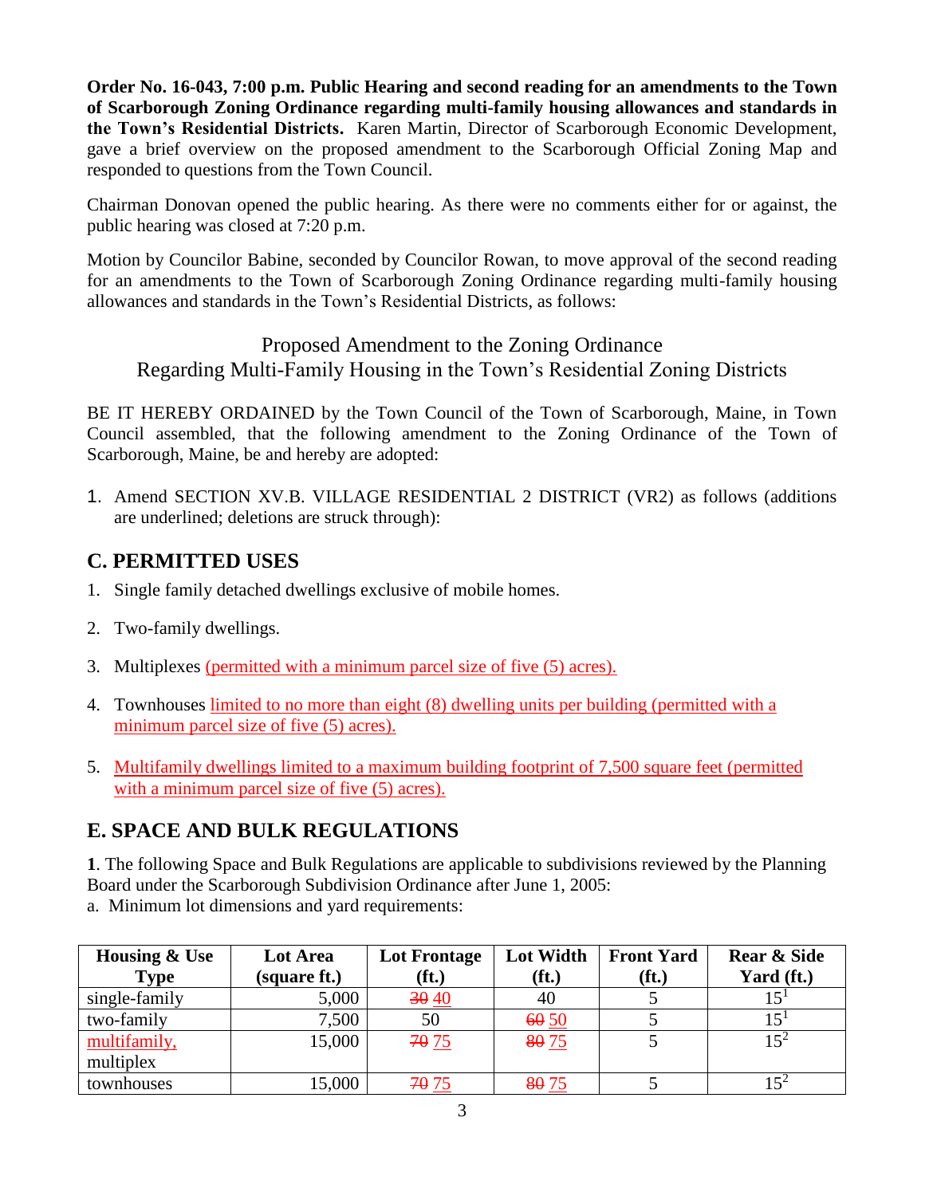**Order No. 16-043, 7:00 p.m. Public Hearing and second reading for an amendments to the Town of Scarborough Zoning Ordinance regarding multi-family housing allowances and standards in the Town's Residential Districts.** Karen Martin, Director of Scarborough Economic Development, gave a brief overview on the proposed amendment to the Scarborough Official Zoning Map and responded to questions from the Town Council.

Chairman Donovan opened the public hearing. As there were no comments either for or against, the public hearing was closed at 7:20 p.m.

Motion by Councilor Babine, seconded by Councilor Rowan, to move approval of the second reading for an amendments to the Town of Scarborough Zoning Ordinance regarding multi-family housing allowances and standards in the Town's Residential Districts, as follows:

Proposed Amendment to the Zoning Ordinance
Regarding Multi-Family Housing in the Town's Residential Zoning Districts

BE IT HEREBY ORDAINED by the Town Council of the Town of Scarborough, Maine, in Town Council assembled, that the following amendment to the Zoning Ordinance of the Town of Scarborough, Maine, be and hereby are adopted:

1. Amend SECTION XV.B. VILLAGE RESIDENTIAL 2 DISTRICT (VR2) as follows (additions are underlined; deletions are struck through):

## C. PERMITTED USES

1. Single family detached dwellings exclusive of mobile homes.
2. Two-family dwellings.
3. Multiplexes <u>(permitted with a minimum parcel size of five (5) acres).</u>
4. Townhouses <u>limited to no more than eight (8) dwelling units per building (permitted with a minimum parcel size of five (5) acres).</u>
5. <u>Multifamily dwellings limited to a maximum building footprint of 7,500 square feet (permitted with a minimum parcel size of five (5) acres).</u>

## E. SPACE AND BULK REGULATIONS

**1**. The following Space and Bulk Regulations are applicable to subdivisions reviewed by the Planning Board under the Scarborough Subdivision Ordinance after June 1, 2005:

a. Minimum lot dimensions and yard requirements:

| Housing & Use Type | Lot Area (square ft.) | Lot Frontage (ft.) | Lot Width (ft.) | Front Yard (ft.) | Rear & Side Yard (ft.) |
|---|---|---|---|---|---|
| single-family | 5,000 | ~~30~~ <u>40</u> | 40 | 5 | 15[1] |
| two-family | 7,500 | 50 | ~~60~~ <u>50</u> | 5 | 15[1] |
| <u>multifamily,</u> multiplex | 15,000 | ~~70~~ <u>75</u> | ~~80~~ <u>75</u> | 5 | 15[2] |
| townhouses | 15,000 | ~~70~~ <u>75</u> | ~~80~~ <u>75</u> | 5 | 15[2] |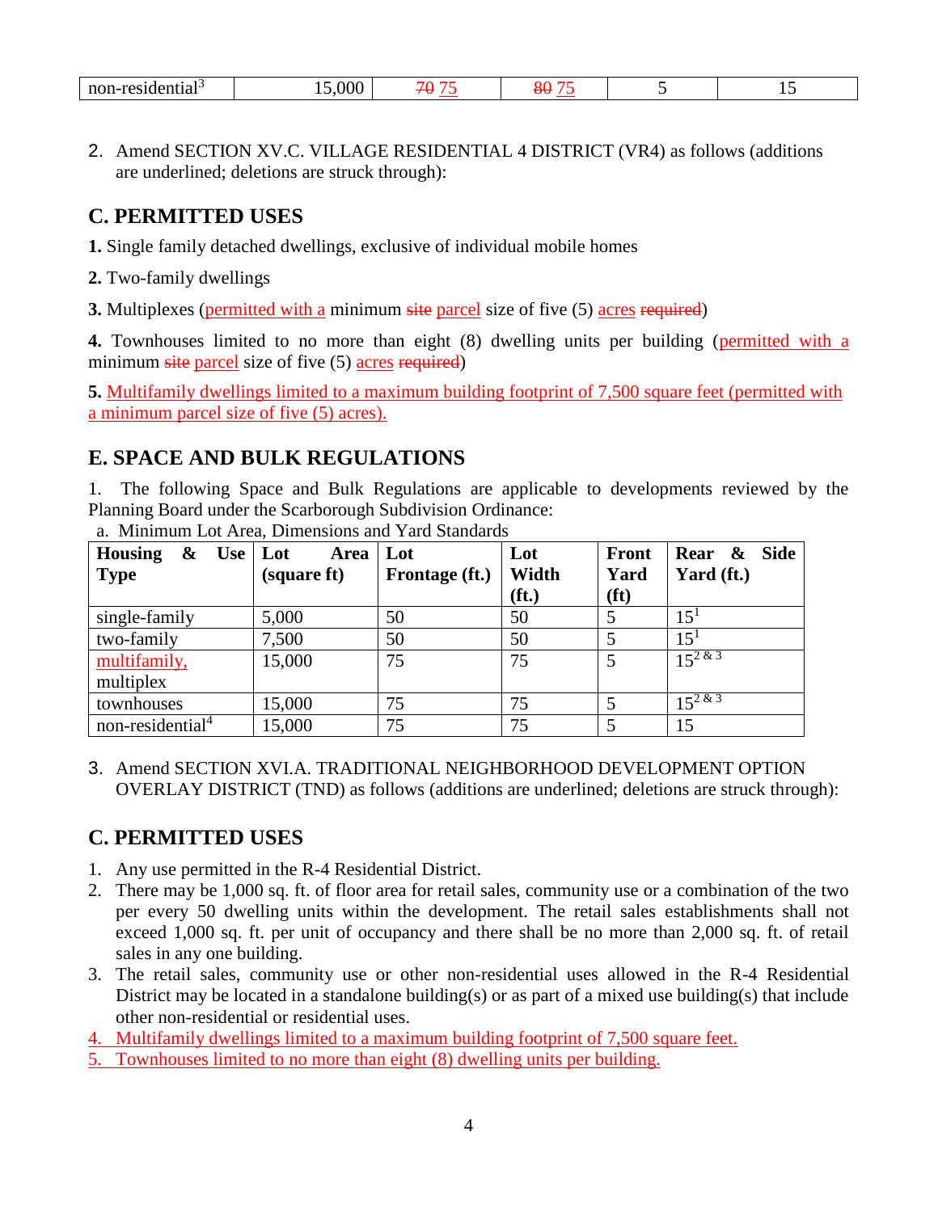| non-residential[3] | 15,000 | ~~70~~ <u>75</u> | ~~80~~ <u>75</u> | 5 | 15 |
|---|---|---|---|---|---|

2. Amend SECTION XV.C. VILLAGE RESIDENTIAL 4 DISTRICT (VR4) as follows (additions are underlined; deletions are struck through):

## C. PERMITTED USES

**1.** Single family detached dwellings, exclusive of individual mobile homes

**2.** Two-family dwellings

**3.** Multiplexes (<u>permitted with a</u> minimum ~~site~~ <u>parcel</u> size of five (5) <u>acres</u> ~~required~~)

**4.** Townhouses limited to no more than eight (8) dwelling units per building (<u>permitted with a</u> minimum ~~site~~ <u>parcel</u> size of five (5) <u>acres</u> ~~required~~)

<u>**5.** Multifamily dwellings limited to a maximum building footprint of 7,500 square feet (permitted with a minimum parcel size of five (5) acres).</u>

## E. SPACE AND BULK REGULATIONS

1. The following Space and Bulk Regulations are applicable to developments reviewed by the Planning Board under the Scarborough Subdivision Ordinance:

a. Minimum Lot Area, Dimensions and Yard Standards

| Housing & Use Type | Lot Area (square ft) | Lot Frontage (ft.) | Lot Width (ft.) | Front Yard (ft) | Rear & Side Yard (ft.) |
|---|---|---|---|---|---|
| single-family | 5,000 | 50 | 50 | 5 | 15[1] |
| two-family | 7,500 | 50 | 50 | 5 | 15[1] |
| <u>multifamily,</u> multiplex | 15,000 | 75 | 75 | 5 | 15[2 & 3] |
| townhouses | 15,000 | 75 | 75 | 5 | 15[2 & 3] |
| non-residential[4] | 15,000 | 75 | 75 | 5 | 15 |

3. Amend SECTION XVI.A. TRADITIONAL NEIGHBORHOOD DEVELOPMENT OPTION OVERLAY DISTRICT (TND) as follows (additions are underlined; deletions are struck through):

## C. PERMITTED USES

1. Any use permitted in the R-4 Residential District.
2. There may be 1,000 sq. ft. of floor area for retail sales, community use or a combination of the two per every 50 dwelling units within the development. The retail sales establishments shall not exceed 1,000 sq. ft. per unit of occupancy and there shall be no more than 2,000 sq. ft. of retail sales in any one building.
3. The retail sales, community use or other non-residential uses allowed in the R-4 Residential District may be located in a standalone building(s) or as part of a mixed use building(s) that include other non-residential or residential uses.
4. <u>Multifamily dwellings limited to a maximum building footprint of 7,500 square feet.</u>
5. <u>Townhouses limited to no more than eight (8) dwelling units per building.</u>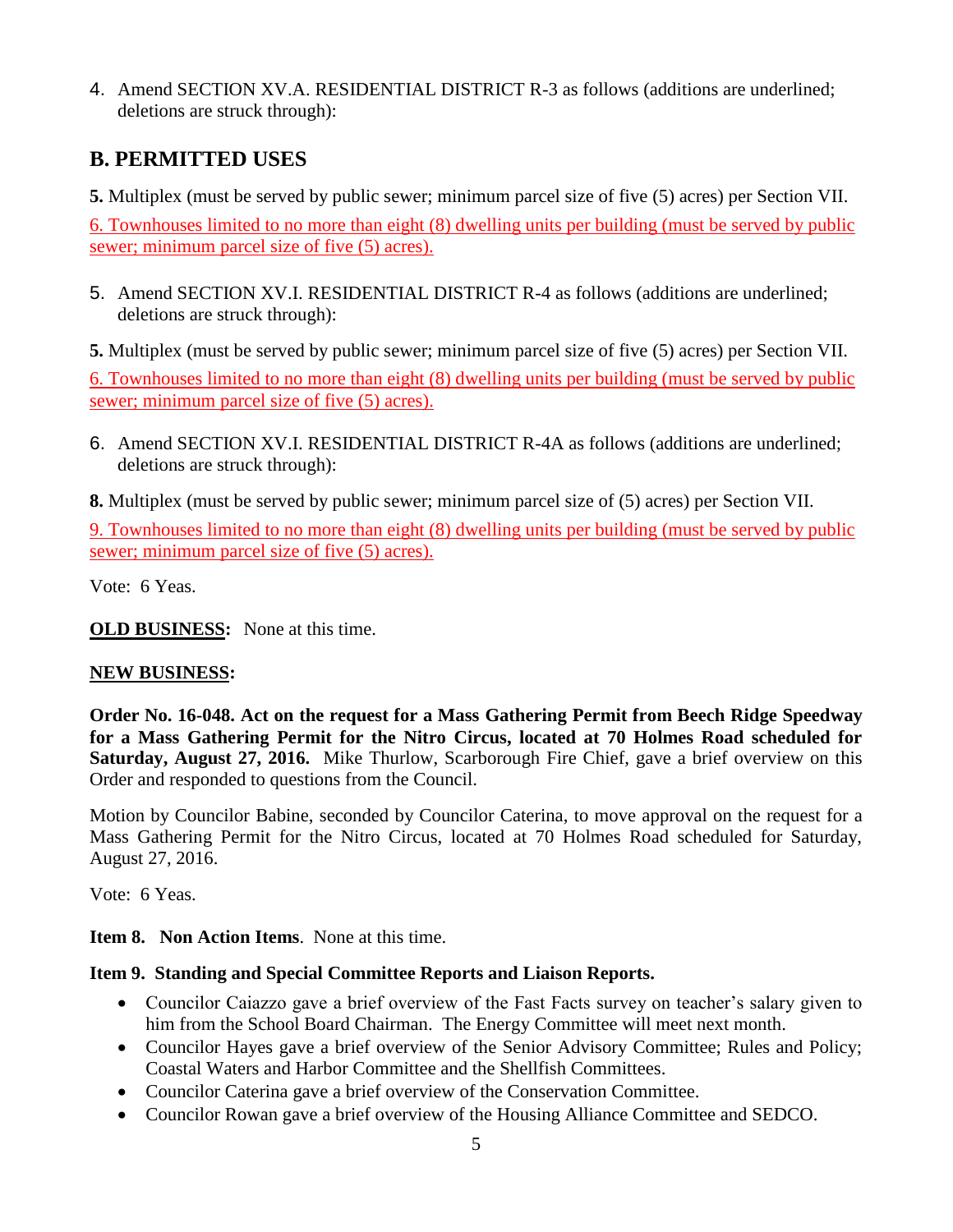4. Amend SECTION XV.A. RESIDENTIAL DISTRICT R-3 as follows (additions are underlined; deletions are struck through):

## B. PERMITTED USES

**5.** Multiplex (must be served by public sewer; minimum parcel size of five (5) acres) per Section VII.

<u>6. Townhouses limited to no more than eight (8) dwelling units per building (must be served by public sewer; minimum parcel size of five (5) acres).</u>

5. Amend SECTION XV.I. RESIDENTIAL DISTRICT R-4 as follows (additions are underlined; deletions are struck through):

**5.** Multiplex (must be served by public sewer; minimum parcel size of five (5) acres) per Section VII.

<u>6. Townhouses limited to no more than eight (8) dwelling units per building (must be served by public sewer; minimum parcel size of five (5) acres).</u>

6. Amend SECTION XV.I. RESIDENTIAL DISTRICT R-4A as follows (additions are underlined; deletions are struck through):

**8.** Multiplex (must be served by public sewer; minimum parcel size of (5) acres) per Section VII.

<u>9. Townhouses limited to no more than eight (8) dwelling units per building (must be served by public sewer; minimum parcel size of five (5) acres).</u>

Vote: 6 Yeas.

<u>**OLD BUSINESS**</u>**:** None at this time.

<u>**NEW BUSINESS**</u>**:**

**Order No. 16-048. Act on the request for a Mass Gathering Permit from Beech Ridge Speedway for a Mass Gathering Permit for the Nitro Circus, located at 70 Holmes Road scheduled for Saturday, August 27, 2016.** Mike Thurlow, Scarborough Fire Chief, gave a brief overview on this Order and responded to questions from the Council.

Motion by Councilor Babine, seconded by Councilor Caterina, to move approval on the request for a Mass Gathering Permit for the Nitro Circus, located at 70 Holmes Road scheduled for Saturday, August 27, 2016.

Vote: 6 Yeas.

**Item 8. Non Action Items**. None at this time.

**Item 9. Standing and Special Committee Reports and Liaison Reports.**

- Councilor Caiazzo gave a brief overview of the Fast Facts survey on teacher's salary given to him from the School Board Chairman. The Energy Committee will meet next month.
- Councilor Hayes gave a brief overview of the Senior Advisory Committee; Rules and Policy; Coastal Waters and Harbor Committee and the Shellfish Committees.
- Councilor Caterina gave a brief overview of the Conservation Committee.
- Councilor Rowan gave a brief overview of the Housing Alliance Committee and SEDCO.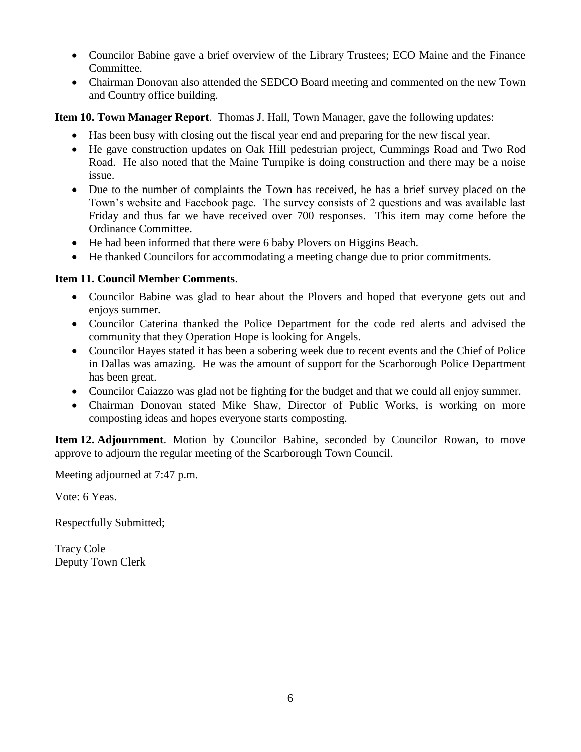- Councilor Babine gave a brief overview of the Library Trustees; ECO Maine and the Finance Committee.
- Chairman Donovan also attended the SEDCO Board meeting and commented on the new Town and Country office building.

**Item 10. Town Manager Report**. Thomas J. Hall, Town Manager, gave the following updates:

- Has been busy with closing out the fiscal year end and preparing for the new fiscal year.
- He gave construction updates on Oak Hill pedestrian project, Cummings Road and Two Rod Road. He also noted that the Maine Turnpike is doing construction and there may be a noise issue.
- Due to the number of complaints the Town has received, he has a brief survey placed on the Town's website and Facebook page. The survey consists of 2 questions and was available last Friday and thus far we have received over 700 responses. This item may come before the Ordinance Committee.
- He had been informed that there were 6 baby Plovers on Higgins Beach.
- He thanked Councilors for accommodating a meeting change due to prior commitments.

**Item 11. Council Member Comments**.

- Councilor Babine was glad to hear about the Plovers and hoped that everyone gets out and enjoys summer.
- Councilor Caterina thanked the Police Department for the code red alerts and advised the community that they Operation Hope is looking for Angels.
- Councilor Hayes stated it has been a sobering week due to recent events and the Chief of Police in Dallas was amazing. He was the amount of support for the Scarborough Police Department has been great.
- Councilor Caiazzo was glad not be fighting for the budget and that we could all enjoy summer.
- Chairman Donovan stated Mike Shaw, Director of Public Works, is working on more composting ideas and hopes everyone starts composting.

**Item 12. Adjournment**. Motion by Councilor Babine, seconded by Councilor Rowan, to move approve to adjourn the regular meeting of the Scarborough Town Council.

Meeting adjourned at 7:47 p.m.

Vote: 6 Yeas.

Respectfully Submitted;

Tracy Cole
Deputy Town Clerk